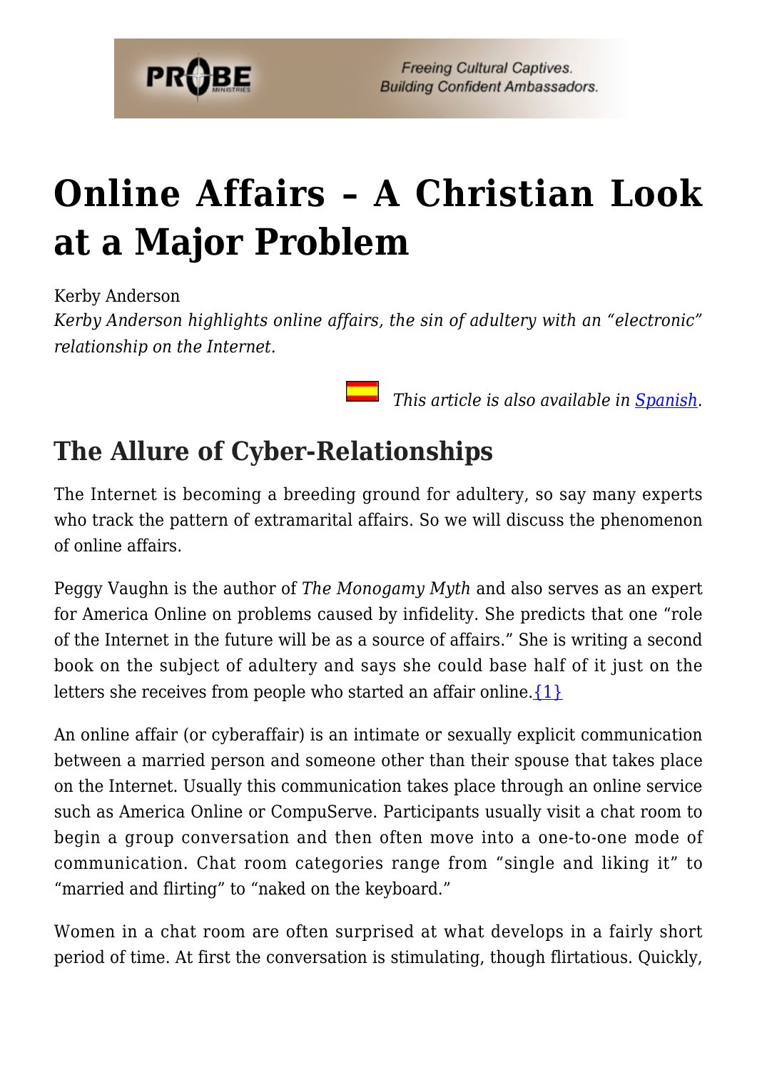# Online Affairs – A Christian Look at a Major Problem

Kerby Anderson

*Kerby Anderson highlights online affairs, the sin of adultery with an "electronic" relationship on the Internet.*

*This article is also available in [Spanish](#).*

## The Allure of Cyber-Relationships

The Internet is becoming a breeding ground for adultery, so say many experts who track the pattern of extramarital affairs. So we will discuss the phenomenon of online affairs.

Peggy Vaughn is the author of *The Monogamy Myth* and also serves as an expert for America Online on problems caused by infidelity. She predicts that one "role of the Internet in the future will be as a source of affairs." She is writing a second book on the subject of adultery and says she could base half of it just on the letters she receives from people who started an affair online.{1}

An online affair (or cyberaffair) is an intimate or sexually explicit communication between a married person and someone other than their spouse that takes place on the Internet. Usually this communication takes place through an online service such as America Online or CompuServe. Participants usually visit a chat room to begin a group conversation and then often move into a one-to-one mode of communication. Chat room categories range from "single and liking it" to "married and flirting" to "naked on the keyboard."

Women in a chat room are often surprised at what develops in a fairly short period of time. At first the conversation is stimulating, though flirtatious. Quickly,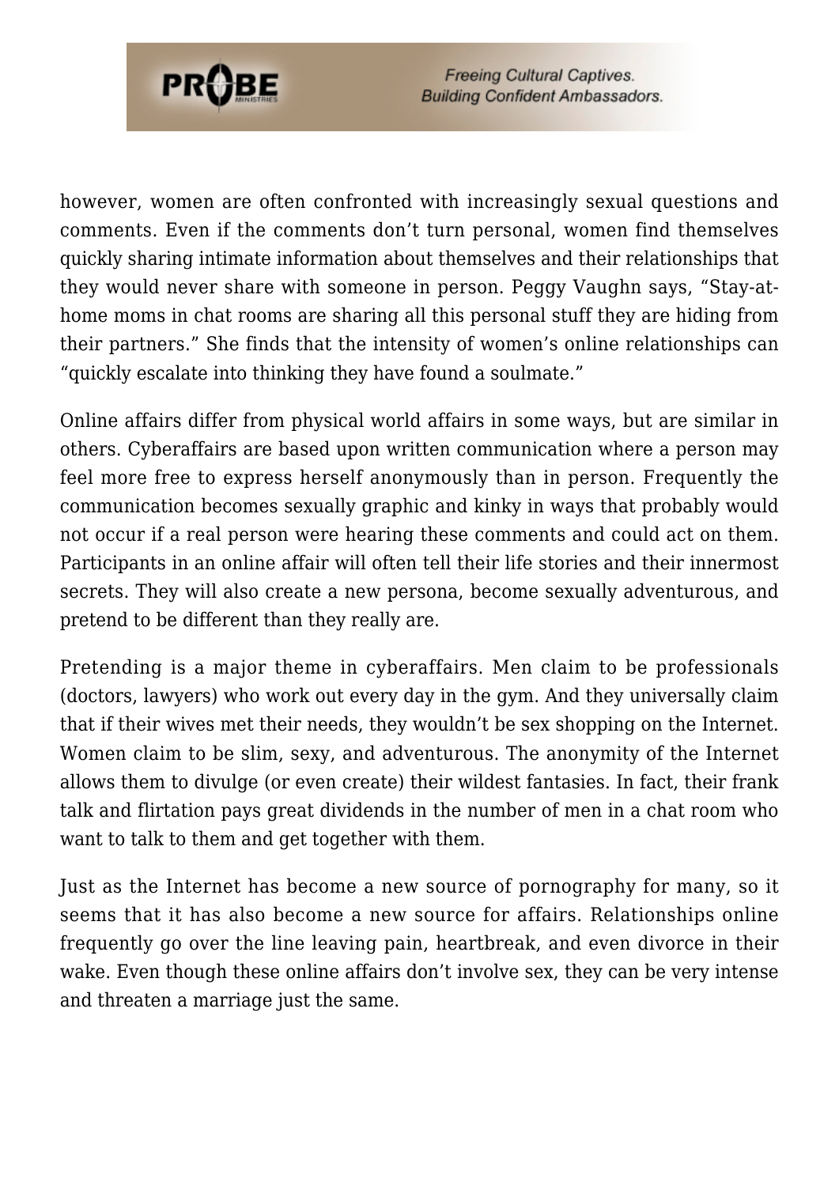however, women are often confronted with increasingly sexual questions and comments. Even if the comments don't turn personal, women find themselves quickly sharing intimate information about themselves and their relationships that they would never share with someone in person. Peggy Vaughn says, "Stay-at-home moms in chat rooms are sharing all this personal stuff they are hiding from their partners." She finds that the intensity of women's online relationships can "quickly escalate into thinking they have found a soulmate."

Online affairs differ from physical world affairs in some ways, but are similar in others. Cyberaffairs are based upon written communication where a person may feel more free to express herself anonymously than in person. Frequently the communication becomes sexually graphic and kinky in ways that probably would not occur if a real person were hearing these comments and could act on them. Participants in an online affair will often tell their life stories and their innermost secrets. They will also create a new persona, become sexually adventurous, and pretend to be different than they really are.

Pretending is a major theme in cyberaffairs. Men claim to be professionals (doctors, lawyers) who work out every day in the gym. And they universally claim that if their wives met their needs, they wouldn't be sex shopping on the Internet. Women claim to be slim, sexy, and adventurous. The anonymity of the Internet allows them to divulge (or even create) their wildest fantasies. In fact, their frank talk and flirtation pays great dividends in the number of men in a chat room who want to talk to them and get together with them.

Just as the Internet has become a new source of pornography for many, so it seems that it has also become a new source for affairs. Relationships online frequently go over the line leaving pain, heartbreak, and even divorce in their wake. Even though these online affairs don't involve sex, they can be very intense and threaten a marriage just the same.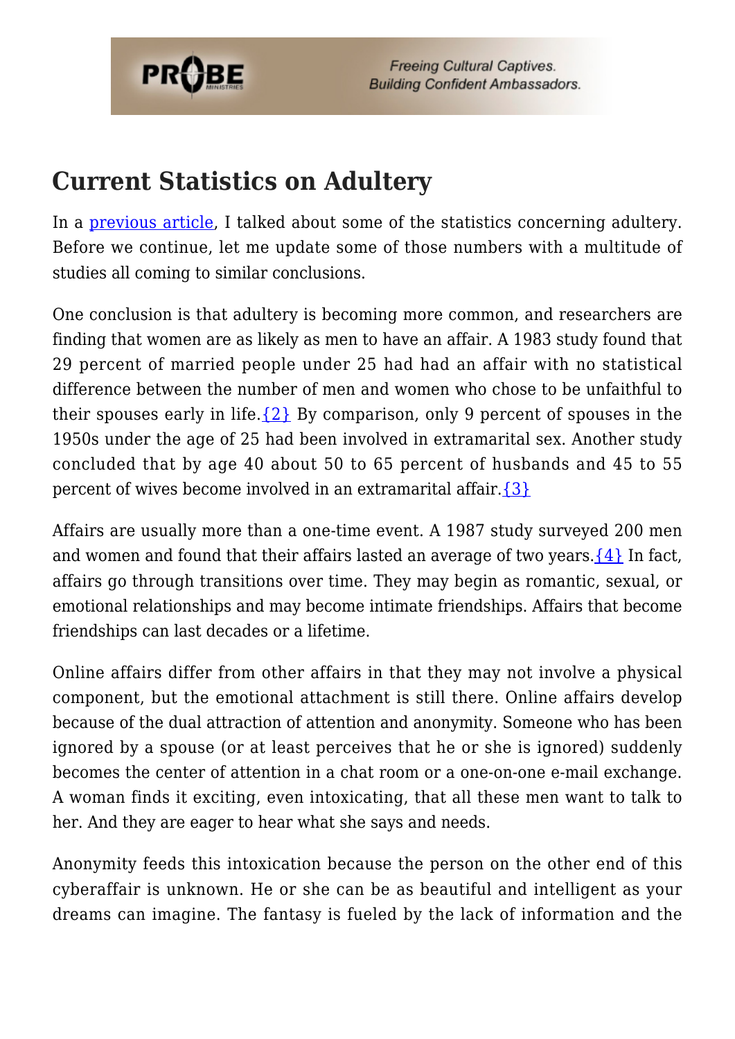## Current Statistics on Adultery

In a previous article, I talked about some of the statistics concerning adultery. Before we continue, let me update some of those numbers with a multitude of studies all coming to similar conclusions.

One conclusion is that adultery is becoming more common, and researchers are finding that women are as likely as men to have an affair. A 1983 study found that 29 percent of married people under 25 had had an affair with no statistical difference between the number of men and women who chose to be unfaithful to their spouses early in life.{2} By comparison, only 9 percent of spouses in the 1950s under the age of 25 had been involved in extramarital sex. Another study concluded that by age 40 about 50 to 65 percent of husbands and 45 to 55 percent of wives become involved in an extramarital affair.{3}

Affairs are usually more than a one-time event. A 1987 study surveyed 200 men and women and found that their affairs lasted an average of two years.{4} In fact, affairs go through transitions over time. They may begin as romantic, sexual, or emotional relationships and may become intimate friendships. Affairs that become friendships can last decades or a lifetime.

Online affairs differ from other affairs in that they may not involve a physical component, but the emotional attachment is still there. Online affairs develop because of the dual attraction of attention and anonymity. Someone who has been ignored by a spouse (or at least perceives that he or she is ignored) suddenly becomes the center of attention in a chat room or a one-on-one e-mail exchange. A woman finds it exciting, even intoxicating, that all these men want to talk to her. And they are eager to hear what she says and needs.

Anonymity feeds this intoxication because the person on the other end of this cyberaffair is unknown. He or she can be as beautiful and intelligent as your dreams can imagine. The fantasy is fueled by the lack of information and the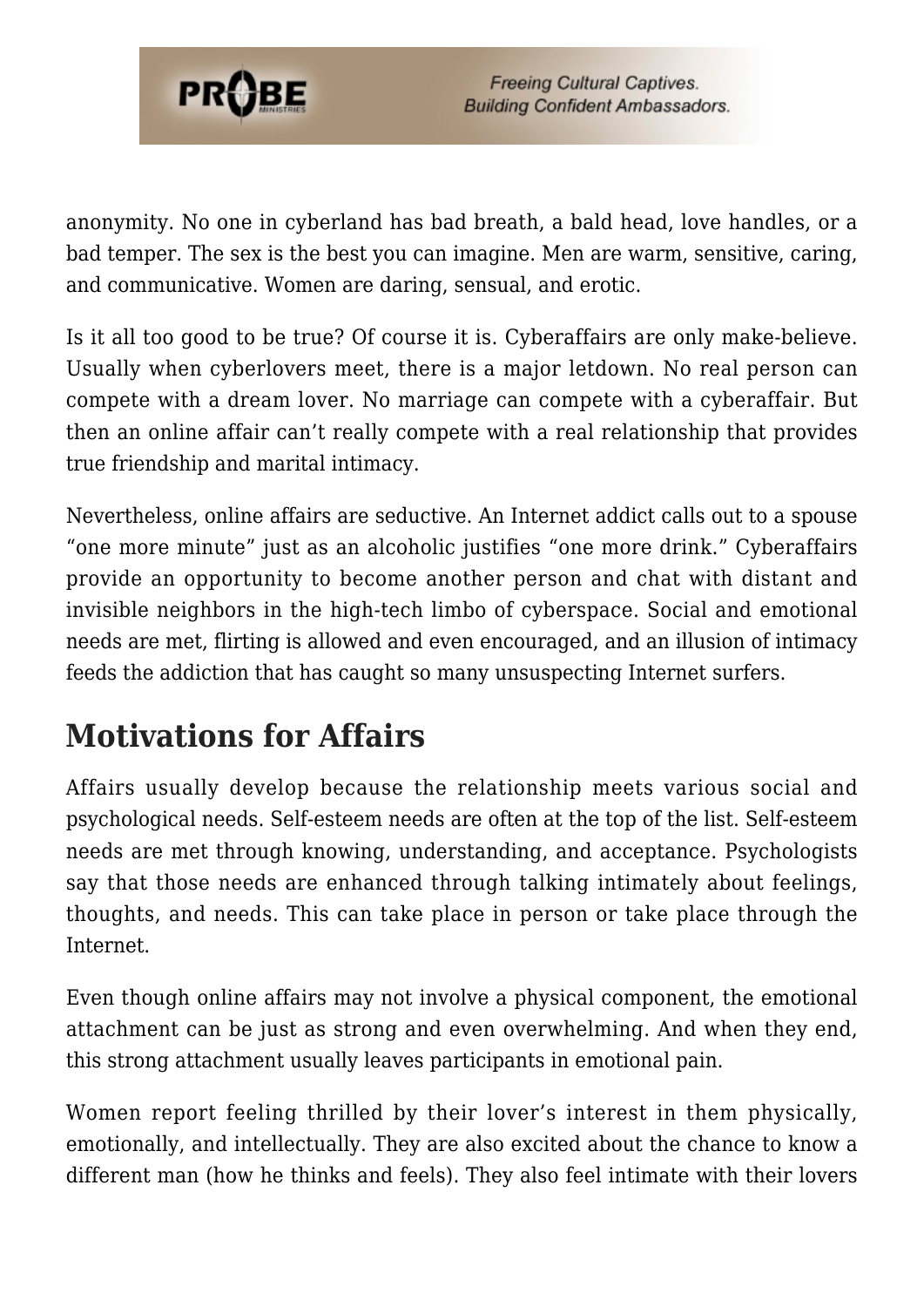anonymity. No one in cyberland has bad breath, a bald head, love handles, or a bad temper. The sex is the best you can imagine. Men are warm, sensitive, caring, and communicative. Women are daring, sensual, and erotic.

Is it all too good to be true? Of course it is. Cyberaffairs are only make-believe. Usually when cyberlovers meet, there is a major letdown. No real person can compete with a dream lover. No marriage can compete with a cyberaffair. But then an online affair can't really compete with a real relationship that provides true friendship and marital intimacy.

Nevertheless, online affairs are seductive. An Internet addict calls out to a spouse "one more minute" just as an alcoholic justifies "one more drink." Cyberaffairs provide an opportunity to become another person and chat with distant and invisible neighbors in the high-tech limbo of cyberspace. Social and emotional needs are met, flirting is allowed and even encouraged, and an illusion of intimacy feeds the addiction that has caught so many unsuspecting Internet surfers.

## Motivations for Affairs

Affairs usually develop because the relationship meets various social and psychological needs. Self-esteem needs are often at the top of the list. Self-esteem needs are met through knowing, understanding, and acceptance. Psychologists say that those needs are enhanced through talking intimately about feelings, thoughts, and needs. This can take place in person or take place through the Internet.

Even though online affairs may not involve a physical component, the emotional attachment can be just as strong and even overwhelming. And when they end, this strong attachment usually leaves participants in emotional pain.

Women report feeling thrilled by their lover's interest in them physically, emotionally, and intellectually. They are also excited about the chance to know a different man (how he thinks and feels). They also feel intimate with their lovers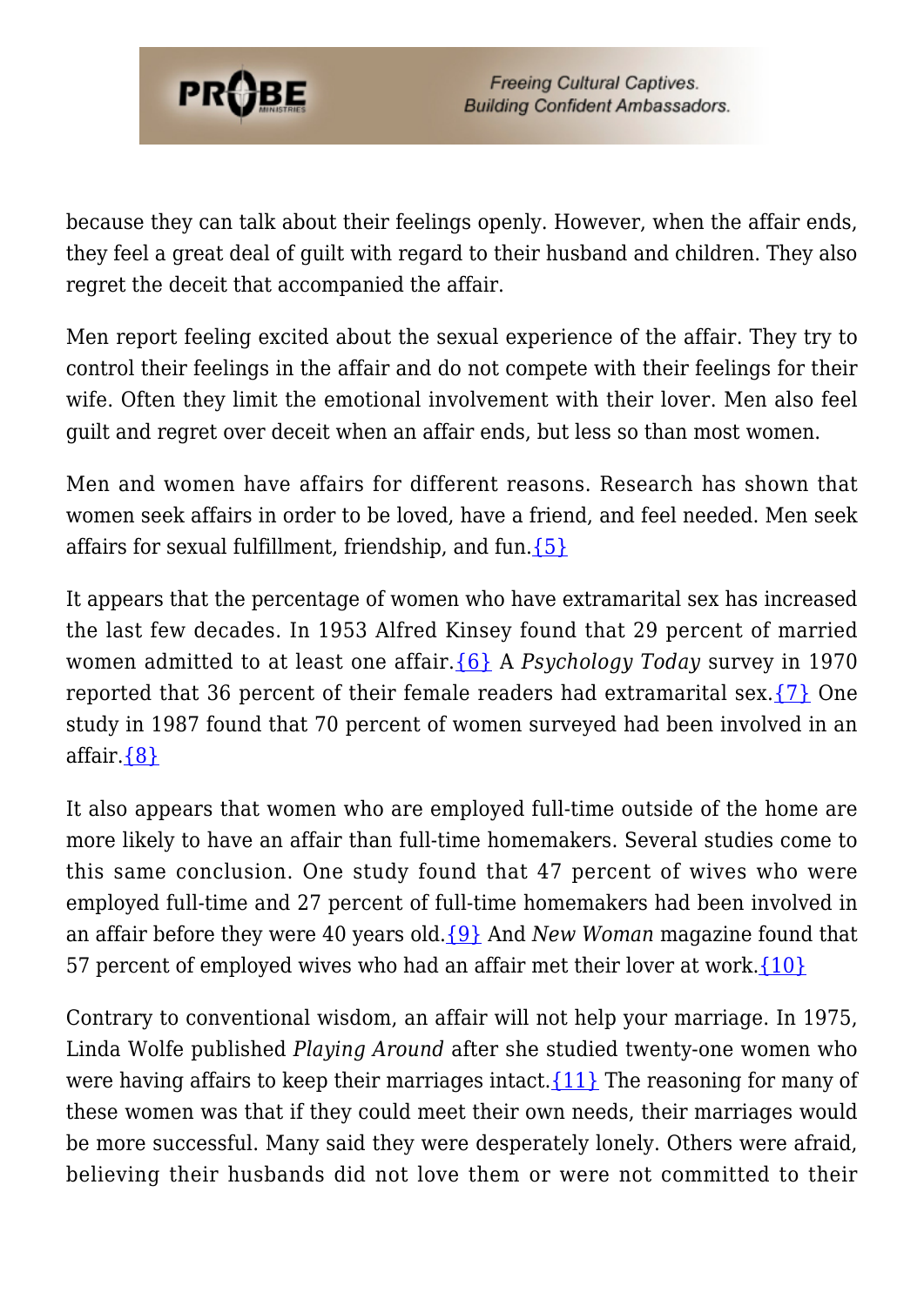because they can talk about their feelings openly. However, when the affair ends, they feel a great deal of guilt with regard to their husband and children. They also regret the deceit that accompanied the affair.

Men report feeling excited about the sexual experience of the affair. They try to control their feelings in the affair and do not compete with their feelings for their wife. Often they limit the emotional involvement with their lover. Men also feel guilt and regret over deceit when an affair ends, but less so than most women.

Men and women have affairs for different reasons. Research has shown that women seek affairs in order to be loved, have a friend, and feel needed. Men seek affairs for sexual fulfillment, friendship, and fun.{5}

It appears that the percentage of women who have extramarital sex has increased the last few decades. In 1953 Alfred Kinsey found that 29 percent of married women admitted to at least one affair.{6} A *Psychology Today* survey in 1970 reported that 36 percent of their female readers had extramarital sex.{7} One study in 1987 found that 70 percent of women surveyed had been involved in an affair.{8}

It also appears that women who are employed full-time outside of the home are more likely to have an affair than full-time homemakers. Several studies come to this same conclusion. One study found that 47 percent of wives who were employed full-time and 27 percent of full-time homemakers had been involved in an affair before they were 40 years old.{9} And *New Woman* magazine found that 57 percent of employed wives who had an affair met their lover at work.{10}

Contrary to conventional wisdom, an affair will not help your marriage. In 1975, Linda Wolfe published *Playing Around* after she studied twenty-one women who were having affairs to keep their marriages intact.{11} The reasoning for many of these women was that if they could meet their own needs, their marriages would be more successful. Many said they were desperately lonely. Others were afraid, believing their husbands did not love them or were not committed to their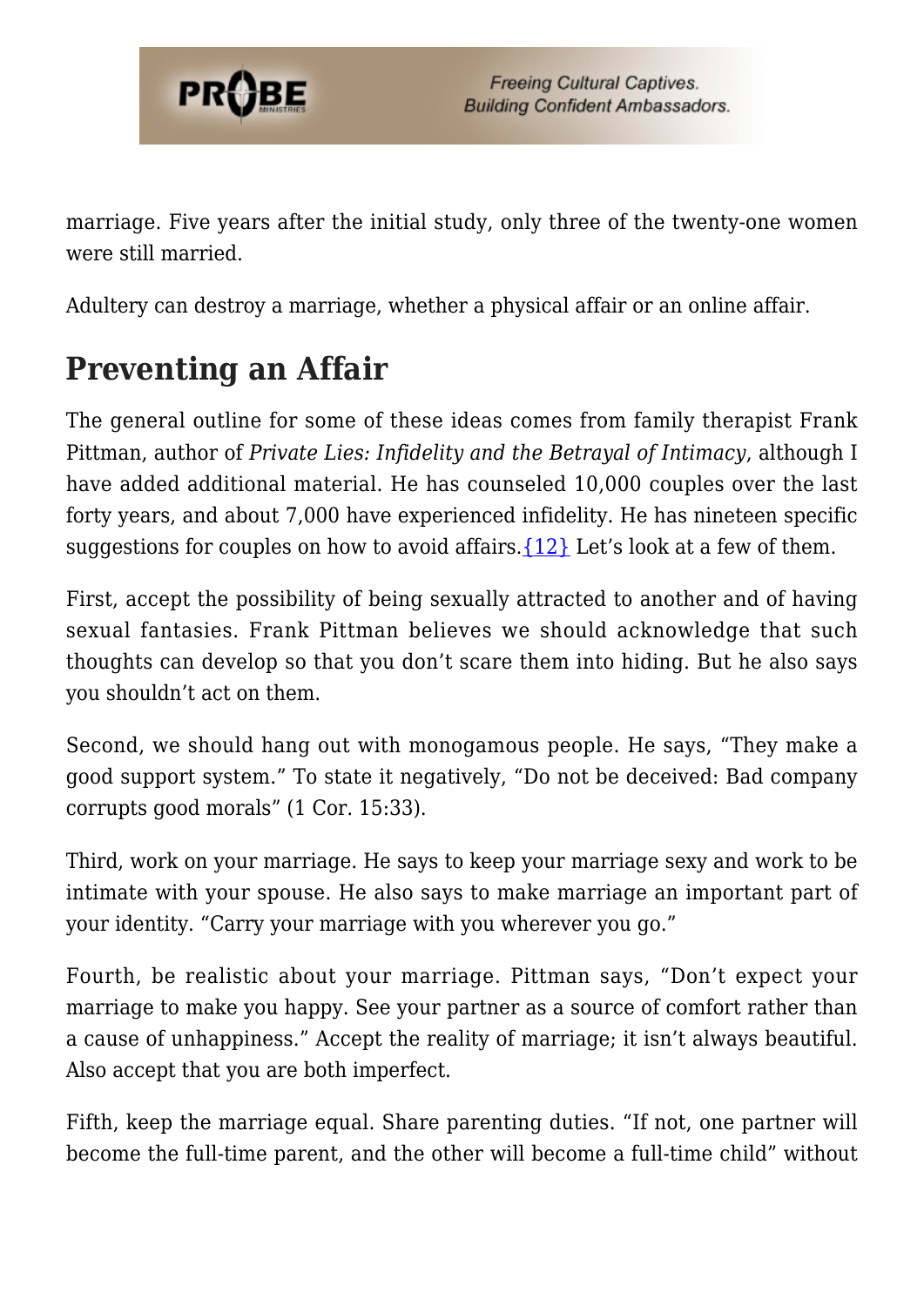marriage. Five years after the initial study, only three of the twenty-one women were still married.

Adultery can destroy a marriage, whether a physical affair or an online affair.

## Preventing an Affair

The general outline for some of these ideas comes from family therapist Frank Pittman, author of *Private Lies: Infidelity and the Betrayal of Intimacy*, although I have added additional material. He has counseled 10,000 couples over the last forty years, and about 7,000 have experienced infidelity. He has nineteen specific suggestions for couples on how to avoid affairs.{12} Let's look at a few of them.

First, accept the possibility of being sexually attracted to another and of having sexual fantasies. Frank Pittman believes we should acknowledge that such thoughts can develop so that you don't scare them into hiding. But he also says you shouldn't act on them.

Second, we should hang out with monogamous people. He says, "They make a good support system." To state it negatively, "Do not be deceived: Bad company corrupts good morals" (1 Cor. 15:33).

Third, work on your marriage. He says to keep your marriage sexy and work to be intimate with your spouse. He also says to make marriage an important part of your identity. "Carry your marriage with you wherever you go."

Fourth, be realistic about your marriage. Pittman says, "Don't expect your marriage to make you happy. See your partner as a source of comfort rather than a cause of unhappiness." Accept the reality of marriage; it isn't always beautiful. Also accept that you are both imperfect.

Fifth, keep the marriage equal. Share parenting duties. "If not, one partner will become the full-time parent, and the other will become a full-time child" without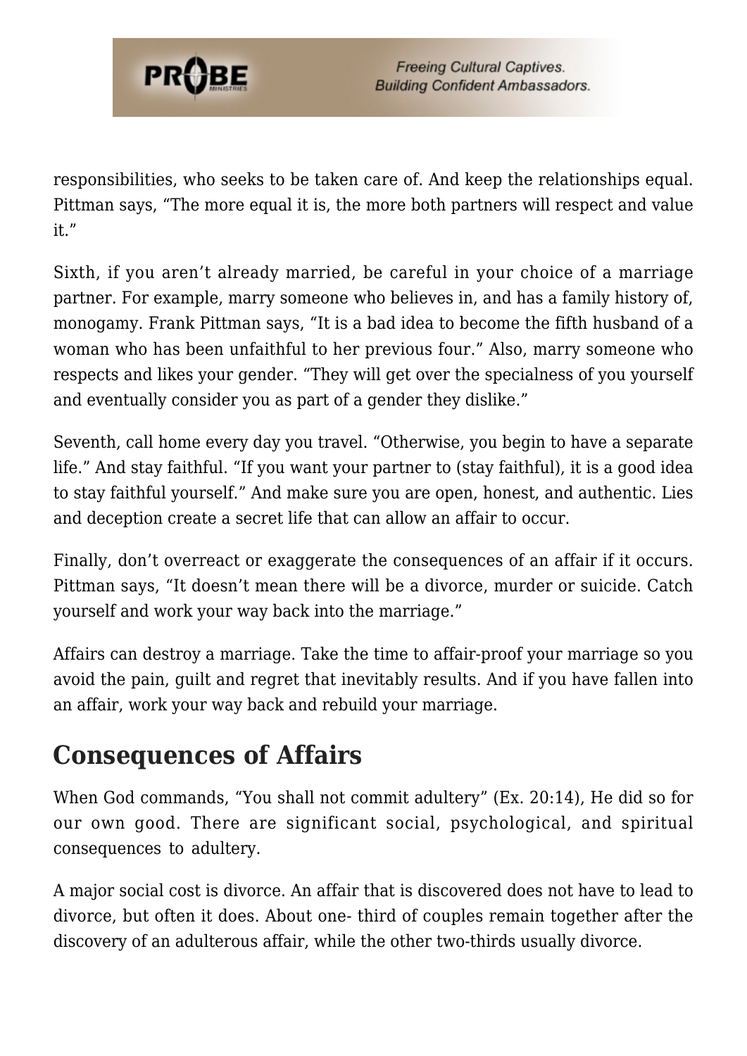responsibilities, who seeks to be taken care of. And keep the relationships equal. Pittman says, "The more equal it is, the more both partners will respect and value it."

Sixth, if you aren't already married, be careful in your choice of a marriage partner. For example, marry someone who believes in, and has a family history of, monogamy. Frank Pittman says, "It is a bad idea to become the fifth husband of a woman who has been unfaithful to her previous four." Also, marry someone who respects and likes your gender. "They will get over the specialness of you yourself and eventually consider you as part of a gender they dislike."

Seventh, call home every day you travel. "Otherwise, you begin to have a separate life." And stay faithful. "If you want your partner to (stay faithful), it is a good idea to stay faithful yourself." And make sure you are open, honest, and authentic. Lies and deception create a secret life that can allow an affair to occur.

Finally, don't overreact or exaggerate the consequences of an affair if it occurs. Pittman says, "It doesn't mean there will be a divorce, murder or suicide. Catch yourself and work your way back into the marriage."

Affairs can destroy a marriage. Take the time to affair-proof your marriage so you avoid the pain, guilt and regret that inevitably results. And if you have fallen into an affair, work your way back and rebuild your marriage.

## Consequences of Affairs

When God commands, "You shall not commit adultery" (Ex. 20:14), He did so for our own good. There are significant social, psychological, and spiritual consequences to adultery.

A major social cost is divorce. An affair that is discovered does not have to lead to divorce, but often it does. About one- third of couples remain together after the discovery of an adulterous affair, while the other two-thirds usually divorce.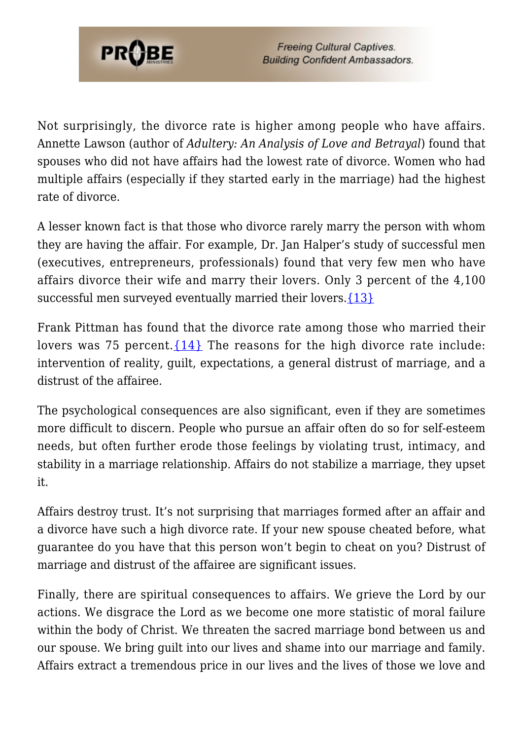Not surprisingly, the divorce rate is higher among people who have affairs. Annette Lawson (author of *Adultery: An Analysis of Love and Betrayal*) found that spouses who did not have affairs had the lowest rate of divorce. Women who had multiple affairs (especially if they started early in the marriage) had the highest rate of divorce.

A lesser known fact is that those who divorce rarely marry the person with whom they are having the affair. For example, Dr. Jan Halper's study of successful men (executives, entrepreneurs, professionals) found that very few men who have affairs divorce their wife and marry their lovers. Only 3 percent of the 4,100 successful men surveyed eventually married their lovers.{13}

Frank Pittman has found that the divorce rate among those who married their lovers was 75 percent.{14} The reasons for the high divorce rate include: intervention of reality, guilt, expectations, a general distrust of marriage, and a distrust of the affairee.

The psychological consequences are also significant, even if they are sometimes more difficult to discern. People who pursue an affair often do so for self-esteem needs, but often further erode those feelings by violating trust, intimacy, and stability in a marriage relationship. Affairs do not stabilize a marriage, they upset it.

Affairs destroy trust. It's not surprising that marriages formed after an affair and a divorce have such a high divorce rate. If your new spouse cheated before, what guarantee do you have that this person won't begin to cheat on you? Distrust of marriage and distrust of the affairee are significant issues.

Finally, there are spiritual consequences to affairs. We grieve the Lord by our actions. We disgrace the Lord as we become one more statistic of moral failure within the body of Christ. We threaten the sacred marriage bond between us and our spouse. We bring guilt into our lives and shame into our marriage and family. Affairs extract a tremendous price in our lives and the lives of those we love and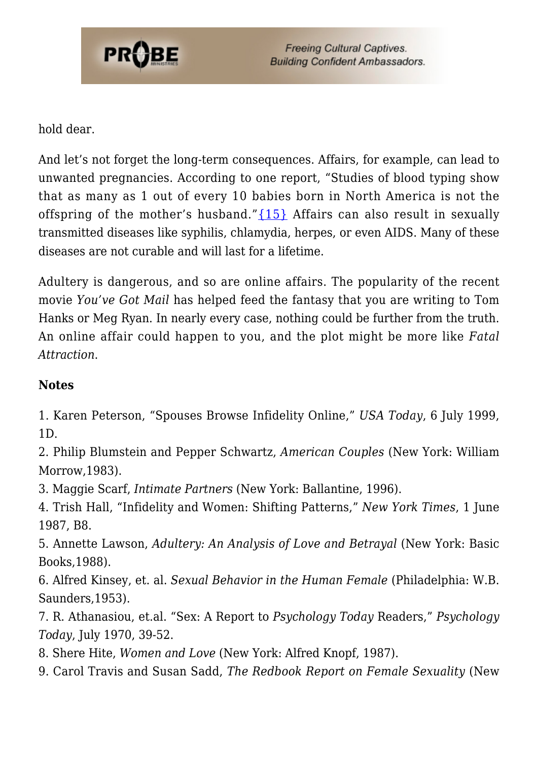hold dear.

And let's not forget the long-term consequences. Affairs, for example, can lead to unwanted pregnancies. According to one report, "Studies of blood typing show that as many as 1 out of every 10 babies born in North America is not the offspring of the mother's husband."{15} Affairs can also result in sexually transmitted diseases like syphilis, chlamydia, herpes, or even AIDS. Many of these diseases are not curable and will last for a lifetime.

Adultery is dangerous, and so are online affairs. The popularity of the recent movie *You've Got Mail* has helped feed the fantasy that you are writing to Tom Hanks or Meg Ryan. In nearly every case, nothing could be further from the truth. An online affair could happen to you, and the plot might be more like *Fatal Attraction*.

**Notes**

1. Karen Peterson, "Spouses Browse Infidelity Online," *USA Today*, 6 July 1999, 1D.
2. Philip Blumstein and Pepper Schwartz, *American Couples* (New York: William Morrow,1983).
3. Maggie Scarf, *Intimate Partners* (New York: Ballantine, 1996).
4. Trish Hall, "Infidelity and Women: Shifting Patterns," *New York Times*, 1 June 1987, B8.
5. Annette Lawson, *Adultery: An Analysis of Love and Betrayal* (New York: Basic Books,1988).
6. Alfred Kinsey, et. al. *Sexual Behavior in the Human Female* (Philadelphia: W.B. Saunders,1953).
7. R. Athanasiou, et.al. "Sex: A Report to *Psychology Today* Readers," *Psychology Today*, July 1970, 39-52.
8. Shere Hite, *Women and Love* (New York: Alfred Knopf, 1987).
9. Carol Travis and Susan Sadd, *The Redbook Report on Female Sexuality* (New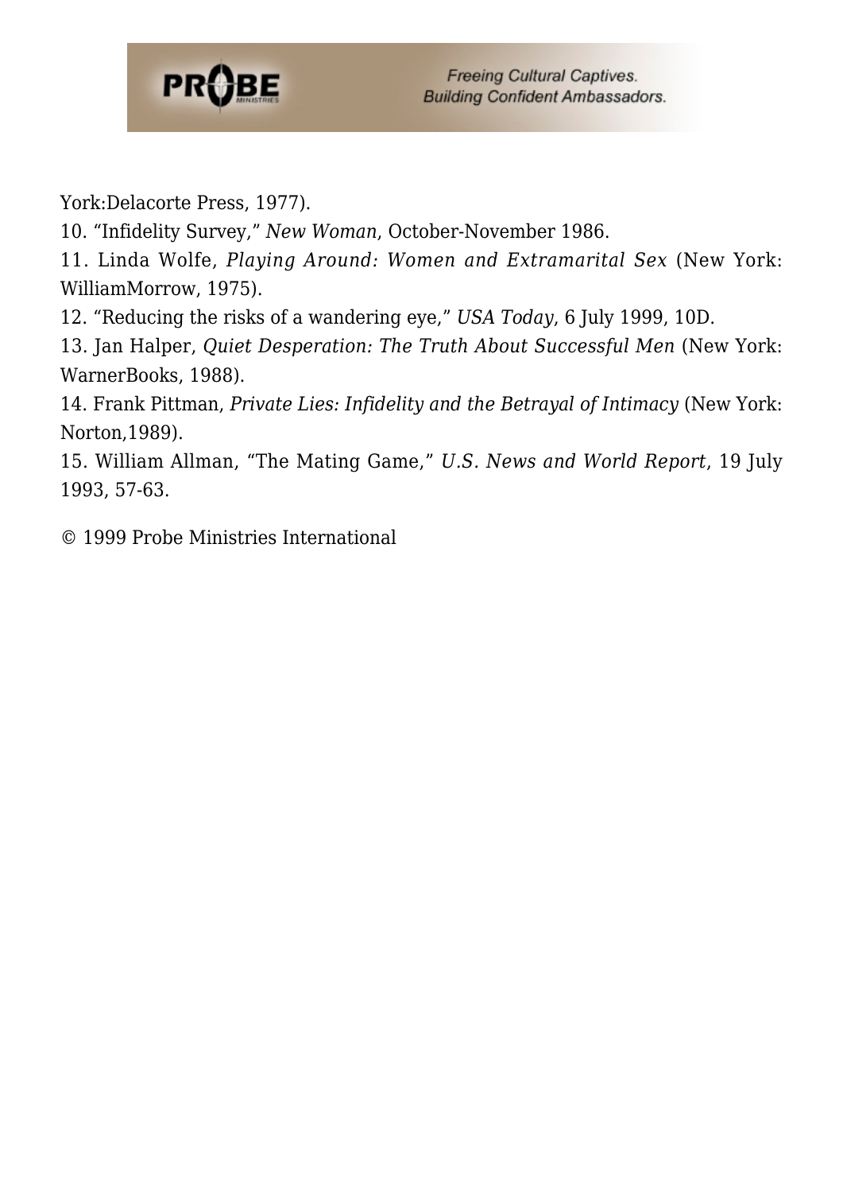York:Delacorte Press, 1977).

10. "Infidelity Survey," *New Woman*, October-November 1986.

11. Linda Wolfe, *Playing Around: Women and Extramarital Sex* (New York: WilliamMorrow, 1975).

12. "Reducing the risks of a wandering eye," *USA Today*, 6 July 1999, 10D.

13. Jan Halper, *Quiet Desperation: The Truth About Successful Men* (New York: WarnerBooks, 1988).

14. Frank Pittman, *Private Lies: Infidelity and the Betrayal of Intimacy* (New York: Norton,1989).

15. William Allman, "The Mating Game," *U.S. News and World Report*, 19 July 1993, 57-63.

© 1999 Probe Ministries International